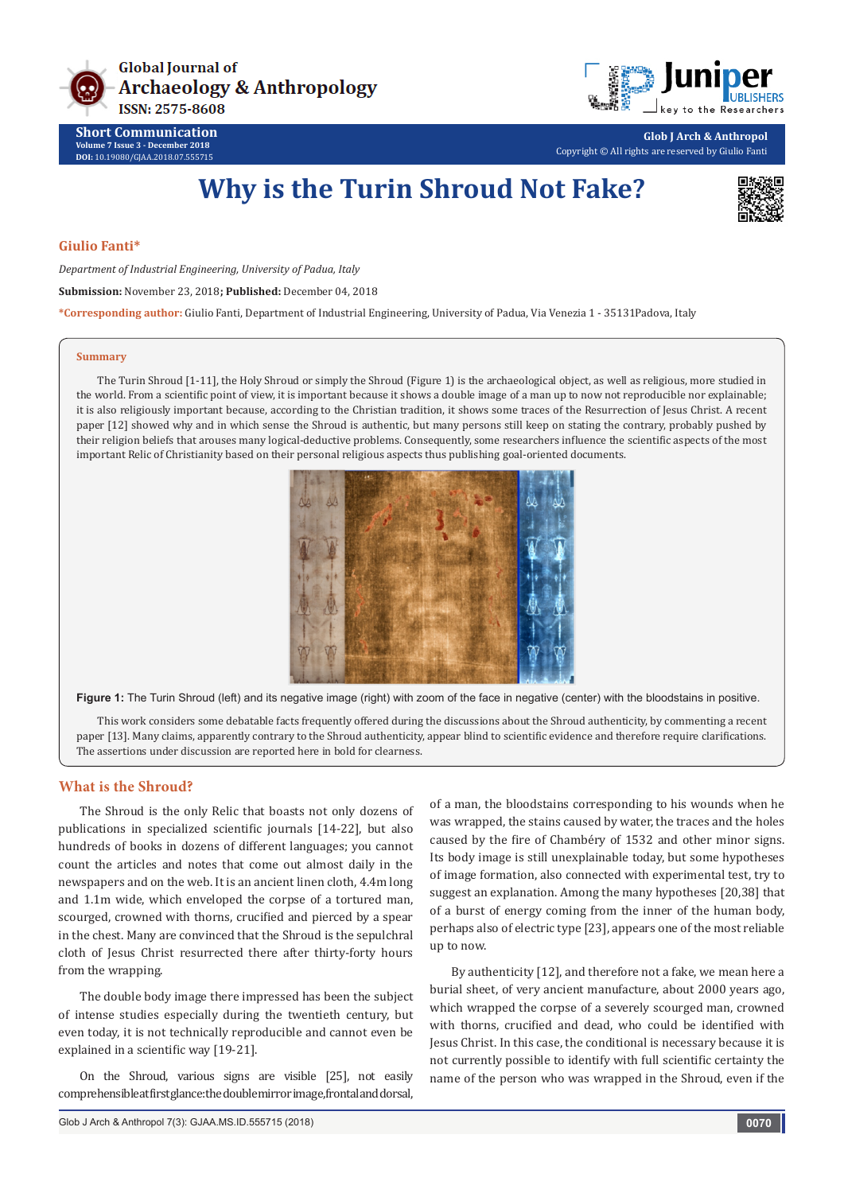Global Journal of Archaeology & Anthropology
ISSN: 2575-8608

**Short Communication**
Volume 7 Issue 3 - December 2018
DOI: 10.19080/GJAA.2018.07.555715

Glob J Arch & Anthropol
Copyright © All rights are reserved by Giulio Fanti

# Why is the Turin Shroud Not Fake?

**Giulio Fanti***

*Department of Industrial Engineering, University of Padua, Italy*

**Submission:** November 23, 2018; **Published:** December 04, 2018

***Corresponding author:** Giulio Fanti, Department of Industrial Engineering, University of Padua, Via Venezia 1 - 35131Padova, Italy

## Summary

The Turin Shroud [1-11], the Holy Shroud or simply the Shroud (Figure 1) is the archaeological object, as well as religious, more studied in the world. From a scientific point of view, it is important because it shows a double image of a man up to now not reproducible nor explainable; it is also religiously important because, according to the Christian tradition, it shows some traces of the Resurrection of Jesus Christ. A recent paper [12] showed why and in which sense the Shroud is authentic, but many persons still keep on stating the contrary, probably pushed by their religion beliefs that arouses many logical-deductive problems. Consequently, some researchers influence the scientific aspects of the most important Relic of Christianity based on their personal religious aspects thus publishing goal-oriented documents.

**Figure 1:** The Turin Shroud (left) and its negative image (right) with zoom of the face in negative (center) with the bloodstains in positive.

This work considers some debatable facts frequently offered during the discussions about the Shroud authenticity, by commenting a recent paper [13]. Many claims, apparently contrary to the Shroud authenticity, appear blind to scientific evidence and therefore require clarifications. The assertions under discussion are reported here in bold for clearness.

## What is the Shroud?

The Shroud is the only Relic that boasts not only dozens of publications in specialized scientific journals [14-22], but also hundreds of books in dozens of different languages; you cannot count the articles and notes that come out almost daily in the newspapers and on the web. It is an ancient linen cloth, 4.4m long and 1.1m wide, which enveloped the corpse of a tortured man, scourged, crowned with thorns, crucified and pierced by a spear in the chest. Many are convinced that the Shroud is the sepulchral cloth of Jesus Christ resurrected there after thirty-forty hours from the wrapping.

The double body image there impressed has been the subject of intense studies especially during the twentieth century, but even today, it is not technically reproducible and cannot even be explained in a scientific way [19-21].

On the Shroud, various signs are visible [25], not easily comprehensible at first glance: the double mirror image, frontal and dorsal, of a man, the bloodstains corresponding to his wounds when he was wrapped, the stains caused by water, the traces and the holes caused by the fire of Chambéry of 1532 and other minor signs. Its body image is still unexplainable today, but some hypotheses of image formation, also connected with experimental test, try to suggest an explanation. Among the many hypotheses [20,38] that of a burst of energy coming from the inner of the human body, perhaps also of electric type [23], appears one of the most reliable up to now.

By authenticity [12], and therefore not a fake, we mean here a burial sheet, of very ancient manufacture, about 2000 years ago, which wrapped the corpse of a severely scourged man, crowned with thorns, crucified and dead, who could be identified with Jesus Christ. In this case, the conditional is necessary because it is not currently possible to identify with full scientific certainty the name of the person who was wrapped in the Shroud, even if the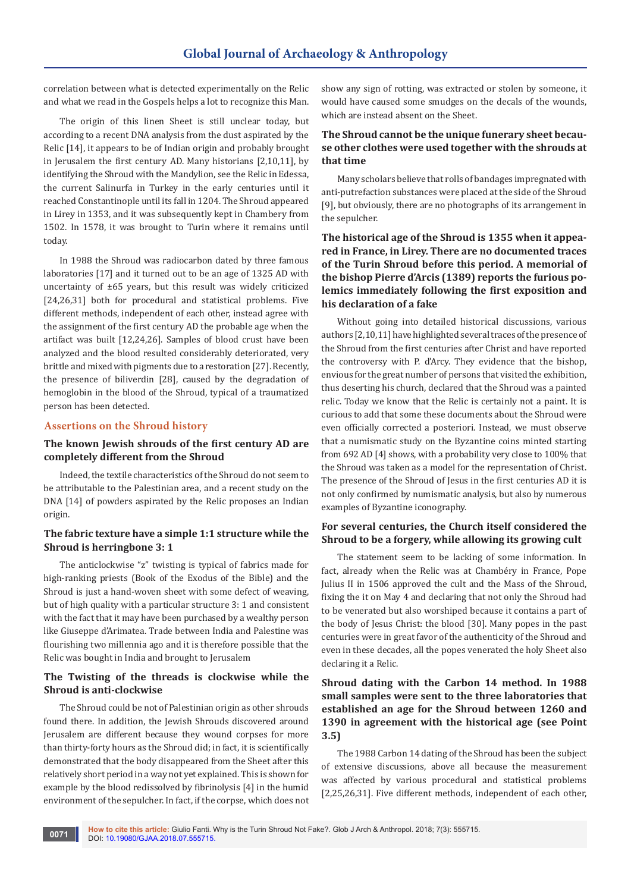correlation between what is detected experimentally on the Relic and what we read in the Gospels helps a lot to recognize this Man.

The origin of this linen Sheet is still unclear today, but according to a recent DNA analysis from the dust aspirated by the Relic [14], it appears to be of Indian origin and probably brought in Jerusalem the first century AD. Many historians [2,10,11], by identifying the Shroud with the Mandylion, see the Relic in Edessa, the current Salinurfa in Turkey in the early centuries until it reached Constantinople until its fall in 1204. The Shroud appeared in Lirey in 1353, and it was subsequently kept in Chambery from 1502. In 1578, it was brought to Turin where it remains until today.

In 1988 the Shroud was radiocarbon dated by three famous laboratories [17] and it turned out to be an age of 1325 AD with uncertainty of ±65 years, but this result was widely criticized [24,26,31] both for procedural and statistical problems. Five different methods, independent of each other, instead agree with the assignment of the first century AD the probable age when the artifact was built [12,24,26]. Samples of blood crust have been analyzed and the blood resulted considerably deteriorated, very brittle and mixed with pigments due to a restoration [27]. Recently, the presence of biliverdin [28], caused by the degradation of hemoglobin in the blood of the Shroud, typical of a traumatized person has been detected.

## Assertions on the Shroud history

### The known Jewish shrouds of the first century AD are completely different from the Shroud

Indeed, the textile characteristics of the Shroud do not seem to be attributable to the Palestinian area, and a recent study on the DNA [14] of powders aspirated by the Relic proposes an Indian origin.

### The fabric texture have a simple 1:1 structure while the Shroud is herringbone 3: 1

The anticlockwise "z" twisting is typical of fabrics made for high-ranking priests (Book of the Exodus of the Bible) and the Shroud is just a hand-woven sheet with some defect of weaving, but of high quality with a particular structure 3: 1 and consistent with the fact that it may have been purchased by a wealthy person like Giuseppe d'Arimatea. Trade between India and Palestine was flourishing two millennia ago and it is therefore possible that the Relic was bought in India and brought to Jerusalem

### The Twisting of the threads is clockwise while the Shroud is anti-clockwise

The Shroud could be not of Palestinian origin as other shrouds found there. In addition, the Jewish Shrouds discovered around Jerusalem are different because they wound corpses for more than thirty-forty hours as the Shroud did; in fact, it is scientifically demonstrated that the body disappeared from the Sheet after this relatively short period in a way not yet explained. This is shown for example by the blood redissolved by fibrinolysis [4] in the humid environment of the sepulcher. In fact, if the corpse, which does not show any sign of rotting, was extracted or stolen by someone, it would have caused some smudges on the decals of the wounds, which are instead absent on the Sheet.

### The Shroud cannot be the unique funerary sheet because other clothes were used together with the shrouds at that time

Many scholars believe that rolls of bandages impregnated with anti-putrefaction substances were placed at the side of the Shroud [9], but obviously, there are no photographs of its arrangement in the sepulcher.

### The historical age of the Shroud is 1355 when it appeared in France, in Lirey. There are no documented traces of the Turin Shroud before this period. A memorial of the bishop Pierre d'Arcis (1389) reports the furious polemics immediately following the first exposition and his declaration of a fake

Without going into detailed historical discussions, various authors [2,10,11] have highlighted several traces of the presence of the Shroud from the first centuries after Christ and have reported the controversy with P. d'Arcy. They evidence that the bishop, envious for the great number of persons that visited the exhibition, thus deserting his church, declared that the Shroud was a painted relic. Today we know that the Relic is certainly not a paint. It is curious to add that some these documents about the Shroud were even officially corrected a posteriori. Instead, we must observe that a numismatic study on the Byzantine coins minted starting from 692 AD [4] shows, with a probability very close to 100% that the Shroud was taken as a model for the representation of Christ. The presence of the Shroud of Jesus in the first centuries AD it is not only confirmed by numismatic analysis, but also by numerous examples of Byzantine iconography.

### For several centuries, the Church itself considered the Shroud to be a forgery, while allowing its growing cult

The statement seem to be lacking of some information. In fact, already when the Relic was at Chambéry in France, Pope Julius II in 1506 approved the cult and the Mass of the Shroud, fixing the it on May 4 and declaring that not only the Shroud had to be venerated but also worshiped because it contains a part of the body of Jesus Christ: the blood [30]. Many popes in the past centuries were in great favor of the authenticity of the Shroud and even in these decades, all the popes venerated the holy Sheet also declaring it a Relic.

### Shroud dating with the Carbon 14 method. In 1988 small samples were sent to the three laboratories that established an age for the Shroud between 1260 and 1390 in agreement with the historical age (see Point 3.5)

The 1988 Carbon 14 dating of the Shroud has been the subject of extensive discussions, above all because the measurement was affected by various procedural and statistical problems [2,25,26,31]. Five different methods, independent of each other,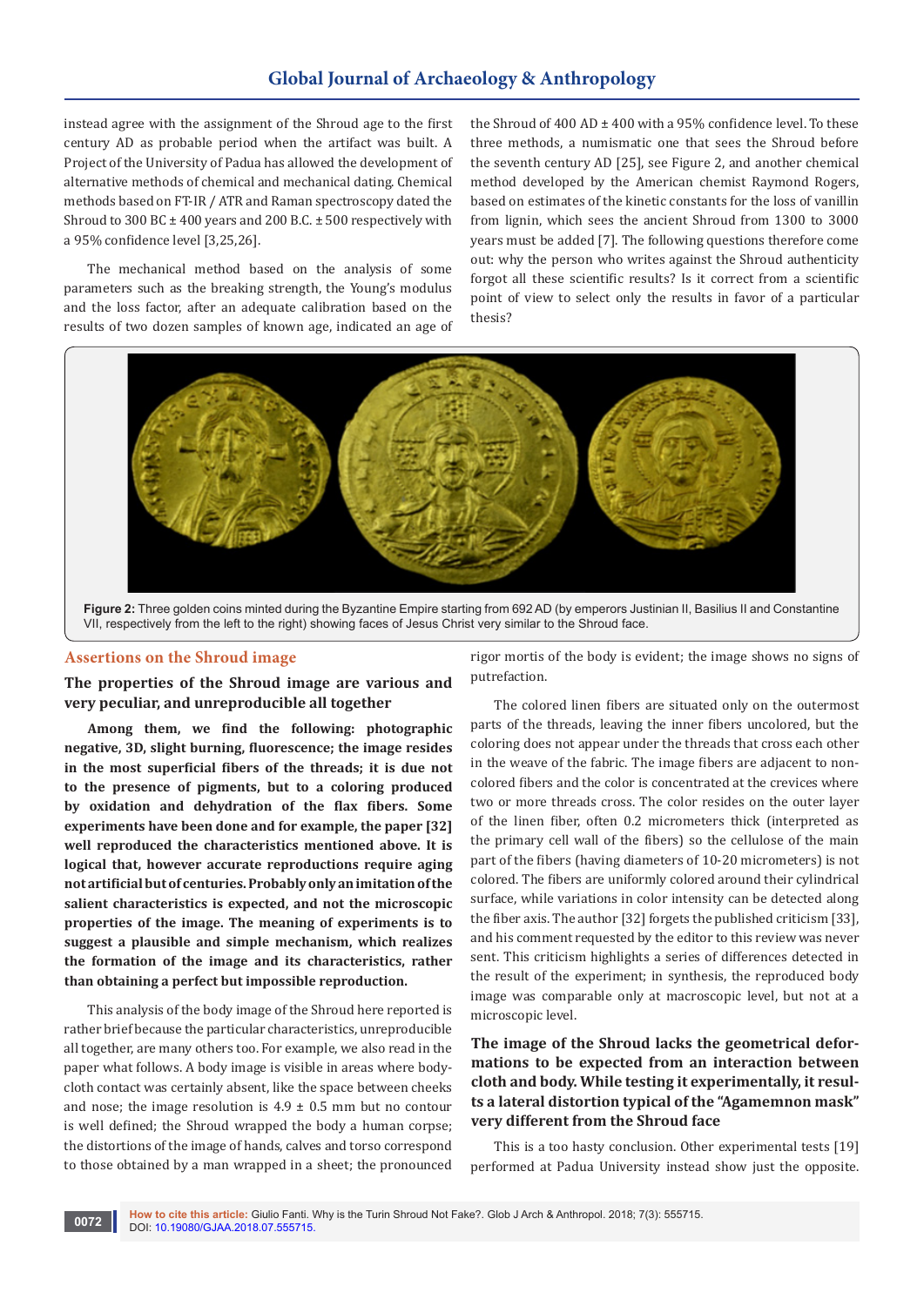instead agree with the assignment of the Shroud age to the first century AD as probable period when the artifact was built. A Project of the University of Padua has allowed the development of alternative methods of chemical and mechanical dating. Chemical methods based on FT-IR / ATR and Raman spectroscopy dated the Shroud to 300 BC ± 400 years and 200 B.C. ± 500 respectively with a 95% confidence level [3,25,26].

The mechanical method based on the analysis of some parameters such as the breaking strength, the Young's modulus and the loss factor, after an adequate calibration based on the results of two dozen samples of known age, indicated an age of the Shroud of 400 AD ± 400 with a 95% confidence level. To these three methods, a numismatic one that sees the Shroud before the seventh century AD [25], see Figure 2, and another chemical method developed by the American chemist Raymond Rogers, based on estimates of the kinetic constants for the loss of vanillin from lignin, which sees the ancient Shroud from 1300 to 3000 years must be added [7]. The following questions therefore come out: why the person who writes against the Shroud authenticity forgot all these scientific results? Is it correct from a scientific point of view to select only the results in favor of a particular thesis?

**Figure 2:** Three golden coins minted during the Byzantine Empire starting from 692 AD (by emperors Justinian II, Basilius II and Constantine VII, respectively from the left to the right) showing faces of Jesus Christ very similar to the Shroud face.

## Assertions on the Shroud image

### The properties of the Shroud image are various and very peculiar, and unreproducible all together

**Among them, we find the following: photographic negative, 3D, slight burning, fluorescence; the image resides in the most superficial fibers of the threads; it is due not to the presence of pigments, but to a coloring produced by oxidation and dehydration of the flax fibers. Some experiments have been done and for example, the paper [32] well reproduced the characteristics mentioned above. It is logical that, however accurate reproductions require aging not artificial but of centuries. Probably only an imitation of the salient characteristics is expected, and not the microscopic properties of the image. The meaning of experiments is to suggest a plausible and simple mechanism, which realizes the formation of the image and its characteristics, rather than obtaining a perfect but impossible reproduction.**

This analysis of the body image of the Shroud here reported is rather brief because the particular characteristics, unreproducible all together, are many others too. For example, we also read in the paper what follows. A body image is visible in areas where body-cloth contact was certainly absent, like the space between cheeks and nose; the image resolution is 4.9 ± 0.5 mm but no contour is well defined; the Shroud wrapped the body a human corpse; the distortions of the image of hands, calves and torso correspond to those obtained by a man wrapped in a sheet; the pronounced rigor mortis of the body is evident; the image shows no signs of putrefaction.

The colored linen fibers are situated only on the outermost parts of the threads, leaving the inner fibers uncolored, but the coloring does not appear under the threads that cross each other in the weave of the fabric. The image fibers are adjacent to non-colored fibers and the color is concentrated at the crevices where two or more threads cross. The color resides on the outer layer of the linen fiber, often 0.2 micrometers thick (interpreted as the primary cell wall of the fibers) so the cellulose of the main part of the fibers (having diameters of 10-20 micrometers) is not colored. The fibers are uniformly colored around their cylindrical surface, while variations in color intensity can be detected along the fiber axis. The author [32] forgets the published criticism [33], and his comment requested by the editor to this review was never sent. This criticism highlights a series of differences detected in the result of the experiment; in synthesis, the reproduced body image was comparable only at macroscopic level, but not at a microscopic level.

### The image of the Shroud lacks the geometrical deformations to be expected from an interaction between cloth and body. While testing it experimentally, it results a lateral distortion typical of the "Agamemnon mask" very different from the Shroud face

This is a too hasty conclusion. Other experimental tests [19] performed at Padua University instead show just the opposite.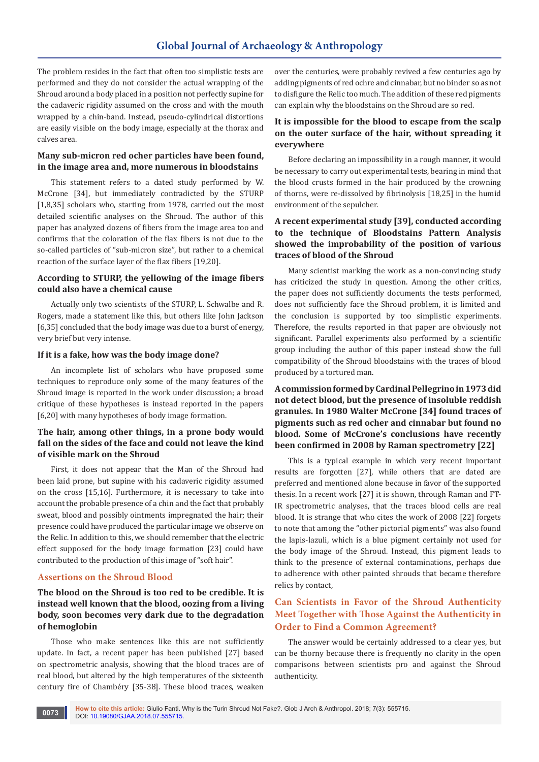The problem resides in the fact that often too simplistic tests are performed and they do not consider the actual wrapping of the Shroud around a body placed in a position not perfectly supine for the cadaveric rigidity assumed on the cross and with the mouth wrapped by a chin-band. Instead, pseudo-cylindrical distortions are easily visible on the body image, especially at the thorax and calves area.

### Many sub-micron red ocher particles have been found, in the image area and, more numerous in bloodstains

This statement refers to a dated study performed by W. McCrone [34], but immediately contradicted by the STURP [1,8,35] scholars who, starting from 1978, carried out the most detailed scientific analyses on the Shroud. The author of this paper has analyzed dozens of fibers from the image area too and confirms that the coloration of the flax fibers is not due to the so-called particles of "sub-micron size", but rather to a chemical reaction of the surface layer of the flax fibers [19,20].

### According to STURP, the yellowing of the image fibers could also have a chemical cause

Actually only two scientists of the STURP, L. Schwalbe and R. Rogers, made a statement like this, but others like John Jackson [6,35] concluded that the body image was due to a burst of energy, very brief but very intense.

### If it is a fake, how was the body image done?

An incomplete list of scholars who have proposed some techniques to reproduce only some of the many features of the Shroud image is reported in the work under discussion; a broad critique of these hypotheses is instead reported in the papers [6,20] with many hypotheses of body image formation.

### The hair, among other things, in a prone body would fall on the sides of the face and could not leave the kind of visible mark on the Shroud

First, it does not appear that the Man of the Shroud had been laid prone, but supine with his cadaveric rigidity assumed on the cross [15,16]. Furthermore, it is necessary to take into account the probable presence of a chin and the fact that probably sweat, blood and possibly ointments impregnated the hair; their presence could have produced the particular image we observe on the Relic. In addition to this, we should remember that the electric effect supposed for the body image formation [23] could have contributed to the production of this image of "soft hair".

## Assertions on the Shroud Blood

### The blood on the Shroud is too red to be credible. It is instead well known that the blood, oozing from a living body, soon becomes very dark due to the degradation of hemoglobin

Those who make sentences like this are not sufficiently update. In fact, a recent paper has been published [27] based on spectrometric analysis, showing that the blood traces are of real blood, but altered by the high temperatures of the sixteenth century fire of Chambéry [35-38]. These blood traces, weaken over the centuries, were probably revived a few centuries ago by adding pigments of red ochre and cinnabar, but no binder so as not to disfigure the Relic too much. The addition of these red pigments can explain why the bloodstains on the Shroud are so red.

### It is impossible for the blood to escape from the scalp on the outer surface of the hair, without spreading it everywhere

Before declaring an impossibility in a rough manner, it would be necessary to carry out experimental tests, bearing in mind that the blood crusts formed in the hair produced by the crowning of thorns, were re-dissolved by fibrinolysis [18,25] in the humid environment of the sepulcher.

### A recent experimental study [39], conducted according to the technique of Bloodstains Pattern Analysis showed the improbability of the position of various traces of blood of the Shroud

Many scientist marking the work as a non-convincing study has criticized the study in question. Among the other critics, the paper does not sufficiently documents the tests performed, does not sufficiently face the Shroud problem, it is limited and the conclusion is supported by too simplistic experiments. Therefore, the results reported in that paper are obviously not significant. Parallel experiments also performed by a scientific group including the author of this paper instead show the full compatibility of the Shroud bloodstains with the traces of blood produced by a tortured man.

### A commission formed by Cardinal Pellegrino in 1973 did not detect blood, but the presence of insoluble reddish granules. In 1980 Walter McCrone [34] found traces of pigments such as red ocher and cinnabar but found no blood. Some of McCrone's conclusions have recently been confirmed in 2008 by Raman spectrometry [22]

This is a typical example in which very recent important results are forgotten [27], while others that are dated are preferred and mentioned alone because in favor of the supported thesis. In a recent work [27] it is shown, through Raman and FT-IR spectrometric analyses, that the traces blood cells are real blood. It is strange that who cites the work of 2008 [22] forgets to note that among the "other pictorial pigments" was also found the lapis-lazuli, which is a blue pigment certainly not used for the body image of the Shroud. Instead, this pigment leads to think to the presence of external contaminations, perhaps due to adherence with other painted shrouds that became therefore relics by contact,

## Can Scientists in Favor of the Shroud Authenticity Meet Together with Those Against the Authenticity in Order to Find a Common Agreement?

The answer would be certainly addressed to a clear yes, but can be thorny because there is frequently no clarity in the open comparisons between scientists pro and against the Shroud authenticity.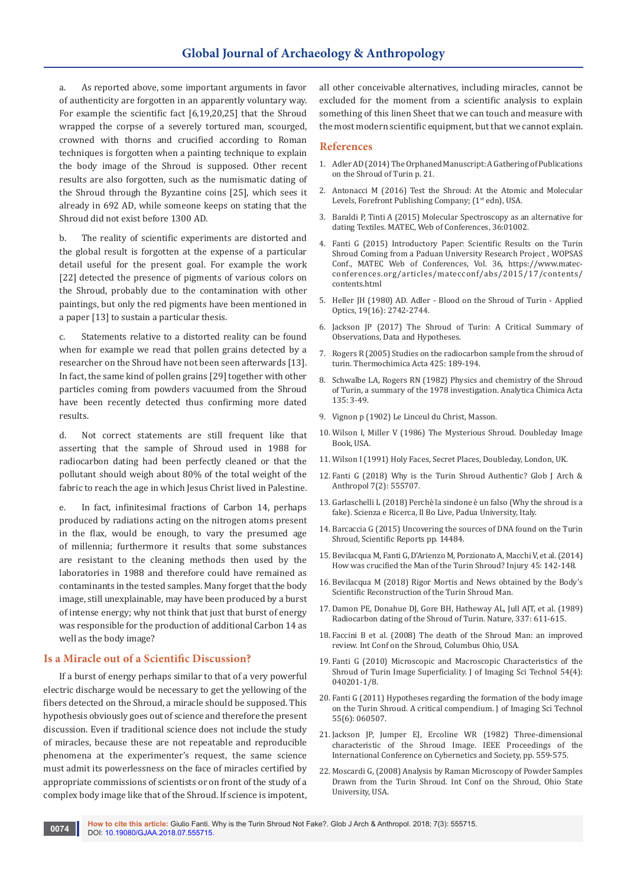a. As reported above, some important arguments in favor of authenticity are forgotten in an apparently voluntary way. For example the scientific fact [6,19,20,25] that the Shroud wrapped the corpse of a severely tortured man, scourged, crowned with thorns and crucified according to Roman techniques is forgotten when a painting technique to explain the body image of the Shroud is supposed. Other recent results are also forgotten, such as the numismatic dating of the Shroud through the Byzantine coins [25], which sees it already in 692 AD, while someone keeps on stating that the Shroud did not exist before 1300 AD.

b. The reality of scientific experiments are distorted and the global result is forgotten at the expense of a particular detail useful for the present goal. For example the work [22] detected the presence of pigments of various colors on the Shroud, probably due to the contamination with other paintings, but only the red pigments have been mentioned in a paper [13] to sustain a particular thesis.

c. Statements relative to a distorted reality can be found when for example we read that pollen grains detected by a researcher on the Shroud have not been seen afterwards [13]. In fact, the same kind of pollen grains [29] together with other particles coming from powders vacuumed from the Shroud have been recently detected thus confirming more dated results.

d. Not correct statements are still frequent like that asserting that the sample of Shroud used in 1988 for radiocarbon dating had been perfectly cleaned or that the pollutant should weigh about 80% of the total weight of the fabric to reach the age in which Jesus Christ lived in Palestine.

e. In fact, infinitesimal fractions of Carbon 14, perhaps produced by radiations acting on the nitrogen atoms present in the flax, would be enough, to vary the presumed age of millennia; furthermore it results that some substances are resistant to the cleaning methods then used by the laboratories in 1988 and therefore could have remained as contaminants in the tested samples. Many forget that the body image, still unexplainable, may have been produced by a burst of intense energy; why not think that just that burst of energy was responsible for the production of additional Carbon 14 as well as the body image?

## Is a Miracle out of a Scientific Discussion?

If a burst of energy perhaps similar to that of a very powerful electric discharge would be necessary to get the yellowing of the fibers detected on the Shroud, a miracle should be supposed. This hypothesis obviously goes out of science and therefore the present discussion. Even if traditional science does not include the study of miracles, because these are not repeatable and reproducible phenomena at the experimenter's request, the same science must admit its powerlessness on the face of miracles certified by appropriate commissions of scientists or on front of the study of a complex body image like that of the Shroud. If science is impotent, all other conceivable alternatives, including miracles, cannot be excluded for the moment from a scientific analysis to explain something of this linen Sheet that we can touch and measure with the most modern scientific equipment, but that we cannot explain.

## References

1. Adler AD (2014) The Orphaned Manuscript: A Gathering of Publications on the Shroud of Turin p. 21.
2. Antonacci M (2016) Test the Shroud: At the Atomic and Molecular Levels, Forefront Publishing Company; (1st edn), USA.
3. Baraldi P, Tinti A (2015) Molecular Spectroscopy as an alternative for dating Textiles. MATEC, Web of Conferences, 36:01002.
4. Fanti G (2015) Introductory Paper: Scientific Results on the Turin Shroud Coming from a Paduan University Research Project , WOPSAS Conf., MATEC Web of Conferences, Vol. 36, https://www.matec-conferences.org/articles/matecconf/abs/2015/17/contents/contents.html
5. Heller JH (1980) AD. Adler - Blood on the Shroud of Turin - Applied Optics, 19(16): 2742-2744.
6. Jackson JP (2017) The Shroud of Turin: A Critical Summary of Observations, Data and Hypotheses.
7. Rogers R (2005) Studies on the radiocarbon sample from the shroud of turin. Thermochimica Acta 425: 189-194.
8. Schwalbe LA, Rogers RN (1982) Physics and chemistry of the Shroud of Turin, a summary of the 1978 investigation. Analytica Chimica Acta 135: 3-49.
9. Vignon p (1902) Le Linceul du Christ, Masson.
10. Wilson I, Miller V (1986) The Mysterious Shroud. Doubleday Image Book, USA.
11. Wilson I (1991) Holy Faces, Secret Places, Doubleday, London, UK.
12. Fanti G (2018) Why is the Turin Shroud Authentic? Glob J Arch & Anthropol 7(2): 555707.
13. Garlaschelli L (2018) Perchè la sindone è un falso (Why the shroud is a fake). Scienza e Ricerca, Il Bo Live, Padua University, Italy.
14. Barcaccia G (2015) Uncovering the sources of DNA found on the Turin Shroud, Scientific Reports pp. 14484.
15. Bevilacqua M, Fanti G, D'Arienzo M, Porzionato A, Macchi V, et al. (2014) How was crucified the Man of the Turin Shroud? Injury 45: 142-148.
16. Bevilacqua M (2018) Rigor Mortis and News obtained by the Body's Scientific Reconstruction of the Turin Shroud Man.
17. Damon PE, Donahue DJ, Gore BH, Hatheway AL, Jull AJT, et al. (1989) Radiocarbon dating of the Shroud of Turin. Nature, 337: 611-615.
18. Faccini B et al. (2008) The death of the Shroud Man: an improved review. Int Conf on the Shroud, Columbus Ohio, USA.
19. Fanti G (2010) Microscopic and Macroscopic Characteristics of the Shroud of Turin Image Superficiality. J of Imaging Sci Technol 54(4): 040201-1/8.
20. Fanti G (2011) Hypotheses regarding the formation of the body image on the Turin Shroud. A critical compendium. J of Imaging Sci Technol 55(6): 060507.
21. Jackson JP, Jumper EJ, Ercoline WR (1982) Three-dimensional characteristic of the Shroud Image. IEEE Proceedings of the International Conference on Cybernetics and Society, pp. 559-575.
22. Moscardi G, (2008) Analysis by Raman Microscopy of Powder Samples Drawn from the Turin Shroud. Int Conf on the Shroud, Ohio State University, USA.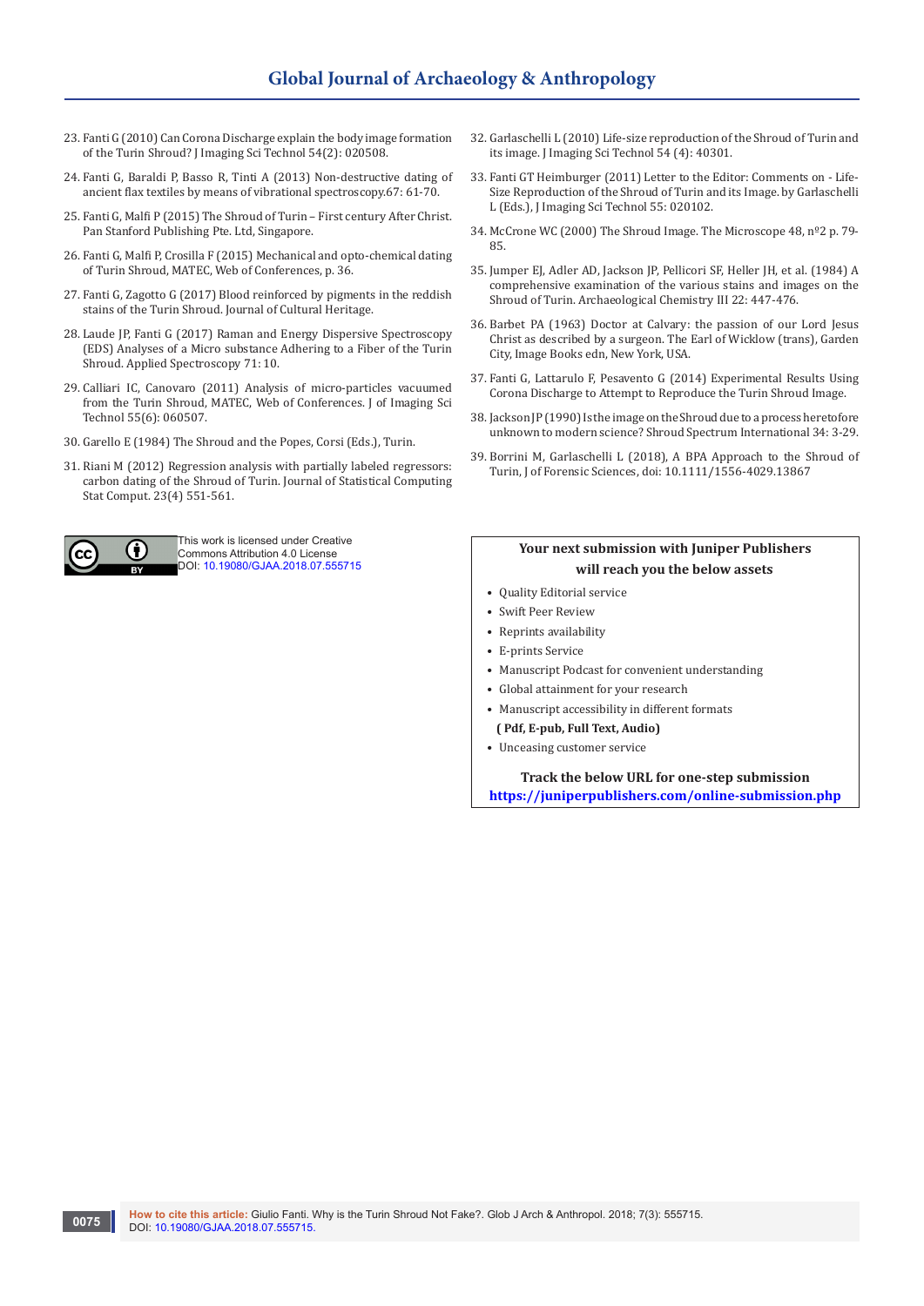23. Fanti G (2010) Can Corona Discharge explain the body image formation of the Turin Shroud? J Imaging Sci Technol 54(2): 020508.
24. Fanti G, Baraldi P, Basso R, Tinti A (2013) Non-destructive dating of ancient flax textiles by means of vibrational spectroscopy.67: 61-70.
25. Fanti G, Malfi P (2015) The Shroud of Turin – First century After Christ. Pan Stanford Publishing Pte. Ltd, Singapore.
26. Fanti G, Malfi P, Crosilla F (2015) Mechanical and opto-chemical dating of Turin Shroud, MATEC, Web of Conferences, p. 36.
27. Fanti G, Zagotto G (2017) Blood reinforced by pigments in the reddish stains of the Turin Shroud. Journal of Cultural Heritage.
28. Laude JP, Fanti G (2017) Raman and Energy Dispersive Spectroscopy (EDS) Analyses of a Micro substance Adhering to a Fiber of the Turin Shroud. Applied Spectroscopy 71: 10.
29. Calliari IC, Canovaro (2011) Analysis of micro-particles vacuumed from the Turin Shroud, MATEC, Web of Conferences. J of Imaging Sci Technol 55(6): 060507.
30. Garello E (1984) The Shroud and the Popes, Corsi (Eds.), Turin.
31. Riani M (2012) Regression analysis with partially labeled regressors: carbon dating of the Shroud of Turin. Journal of Statistical Computing Stat Comput. 23(4) 551-561.
32. Garlaschelli L (2010) Life-size reproduction of the Shroud of Turin and its image. J Imaging Sci Technol 54 (4): 40301.
33. Fanti GT Heimburger (2011) Letter to the Editor: Comments on - Life-Size Reproduction of the Shroud of Turin and its Image. by Garlaschelli L (Eds.), J Imaging Sci Technol 55: 020102.
34. McCrone WC (2000) The Shroud Image. The Microscope 48, nº2 p. 79-85.
35. Jumper EJ, Adler AD, Jackson JP, Pellicori SF, Heller JH, et al. (1984) A comprehensive examination of the various stains and images on the Shroud of Turin. Archaeological Chemistry III 22: 447-476.
36. Barbet PA (1963) Doctor at Calvary: the passion of our Lord Jesus Christ as described by a surgeon. The Earl of Wicklow (trans), Garden City, Image Books edn, New York, USA.
37. Fanti G, Lattarulo F, Pesavento G (2014) Experimental Results Using Corona Discharge to Attempt to Reproduce the Turin Shroud Image.
38. Jackson JP (1990) Is the image on the Shroud due to a process heretofore unknown to modern science? Shroud Spectrum International 34: 3-29.
39. Borrini M, Garlaschelli L (2018), A BPA Approach to the Shroud of Turin, J of Forensic Sciences, doi: 10.1111/1556-4029.13867

This work is licensed under Creative Commons Attribution 4.0 License
DOI: 10.19080/GJAA.2018.07.555715

**Your next submission with Juniper Publishers will reach you the below assets**

- Quality Editorial service
- Swift Peer Review
- Reprints availability
- E-prints Service
- Manuscript Podcast for convenient understanding
- Global attainment for your research
- Manuscript accessibility in different formats

**( Pdf, E-pub, Full Text, Audio)**

- Unceasing customer service

**Track the below URL for one-step submission**
**https://juniperpublishers.com/online-submission.php**